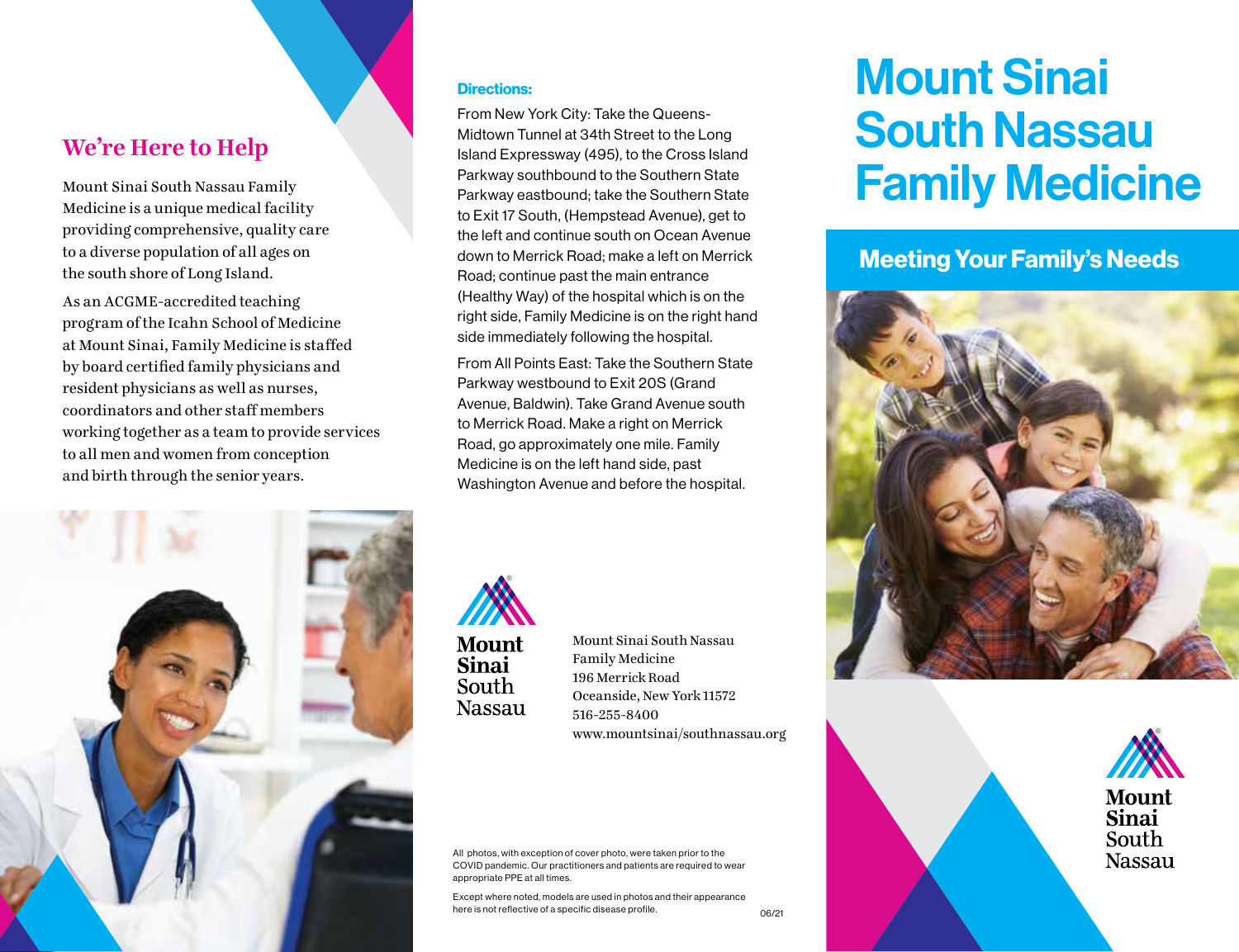# Mount Sinai South Nassau Family Medicine

## Meeting Your Family's Needs

## We're Here to Help

Mount Sinai South Nassau Family Medicine is a unique medical facility providing comprehensive, quality care to a diverse population of all ages on the south shore of Long Island.

As an ACGME-accredited teaching program of the Icahn School of Medicine at Mount Sinai, Family Medicine is staffed by board certified family physicians and resident physicians as well as nurses, coordinators and other staff members working together as a team to provide services to all men and women from conception and birth through the senior years.

### Directions:

From New York City: Take the Queens-Midtown Tunnel at 34th Street to the Long Island Expressway (495), to the Cross Island Parkway southbound to the Southern State Parkway eastbound; take the Southern State to Exit 17 South, (Hempstead Avenue), get to the left and continue south on Ocean Avenue down to Merrick Road; make a left on Merrick Road; continue past the main entrance (Healthy Way) of the hospital which is on the right side, Family Medicine is on the right hand side immediately following the hospital.

From All Points East: Take the Southern State Parkway westbound to Exit 20S (Grand Avenue, Baldwin). Take Grand Avenue south to Merrick Road. Make a right on Merrick Road, go approximately one mile. Family Medicine is on the left hand side, past Washington Avenue and before the hospital.

Mount Sinai South Nassau

Mount Sinai South Nassau
Family Medicine
196 Merrick Road
Oceanside, New York 11572
516-255-8400
www.mountsinai/southnassau.org

All photos, with exception of cover photo, were taken prior to the COVID pandemic. Our practitioners and patients are required to wear appropriate PPE at all times.

Except where noted, models are used in photos and their appearance here is not reflective of a specific disease profile.

06/21

Mount Sinai South Nassau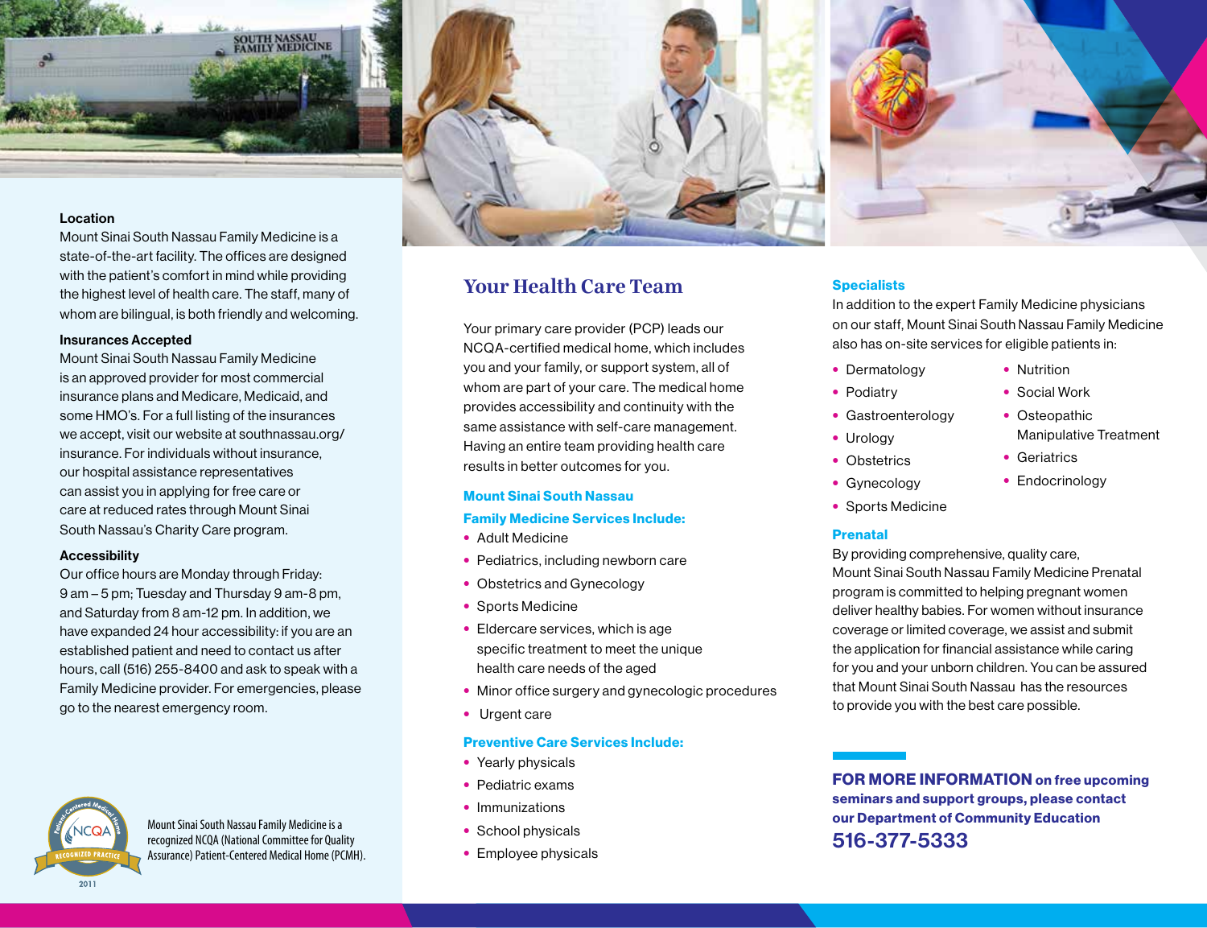### Location

Mount Sinai South Nassau Family Medicine is a state-of-the-art facility. The offices are designed with the patient's comfort in mind while providing the highest level of health care. The staff, many of whom are bilingual, is both friendly and welcoming.

### Insurances Accepted

Mount Sinai South Nassau Family Medicine is an approved provider for most commercial insurance plans and Medicare, Medicaid, and some HMO's. For a full listing of the insurances we accept, visit our website at southnassau.org/insurance. For individuals without insurance, our hospital assistance representatives can assist you in applying for free care or care at reduced rates through Mount Sinai South Nassau's Charity Care program.

### Accessibility

Our office hours are Monday through Friday: 9 am – 5 pm; Tuesday and Thursday 9 am-8 pm, and Saturday from 8 am-12 pm. In addition, we have expanded 24 hour accessibility: if you are an established patient and need to contact us after hours, call (516) 255-8400 and ask to speak with a Family Medicine provider. For emergencies, please go to the nearest emergency room.

Mount Sinai South Nassau Family Medicine is a recognized NCQA (National Committee for Quality Assurance) Patient-Centered Medical Home (PCMH).

## Your Health Care Team

Your primary care provider (PCP) leads our NCQA-certified medical home, which includes you and your family, or support system, all of whom are part of your care. The medical home provides accessibility and continuity with the same assistance with self-care management. Having an entire team providing health care results in better outcomes for you.

### Mount Sinai South Nassau Family Medicine Services Include:

- Adult Medicine
- Pediatrics, including newborn care
- Obstetrics and Gynecology
- Sports Medicine
- Eldercare services, which is age specific treatment to meet the unique health care needs of the aged
- Minor office surgery and gynecologic procedures
- Urgent care

### Preventive Care Services Include:

- Yearly physicals
- Pediatric exams
- Immunizations
- School physicals
- Employee physicals

### Specialists

In addition to the expert Family Medicine physicians on our staff, Mount Sinai South Nassau Family Medicine also has on-site services for eligible patients in:

- Dermatology
- Podiatry
- Gastroenterology
- Urology
- Obstetrics
- Gynecology
- Sports Medicine
- Nutrition
- Social Work
- Osteopathic Manipulative Treatment
- Geriatrics
- Endocrinology

### Prenatal

By providing comprehensive, quality care, Mount Sinai South Nassau Family Medicine Prenatal program is committed to helping pregnant women deliver healthy babies. For women without insurance coverage or limited coverage, we assist and submit the application for financial assistance while caring for you and your unborn children. You can be assured that Mount Sinai South Nassau has the resources to provide you with the best care possible.

**FOR MORE INFORMATION on free upcoming seminars and support groups, please contact our Department of Community Education**

**516-377-5333**